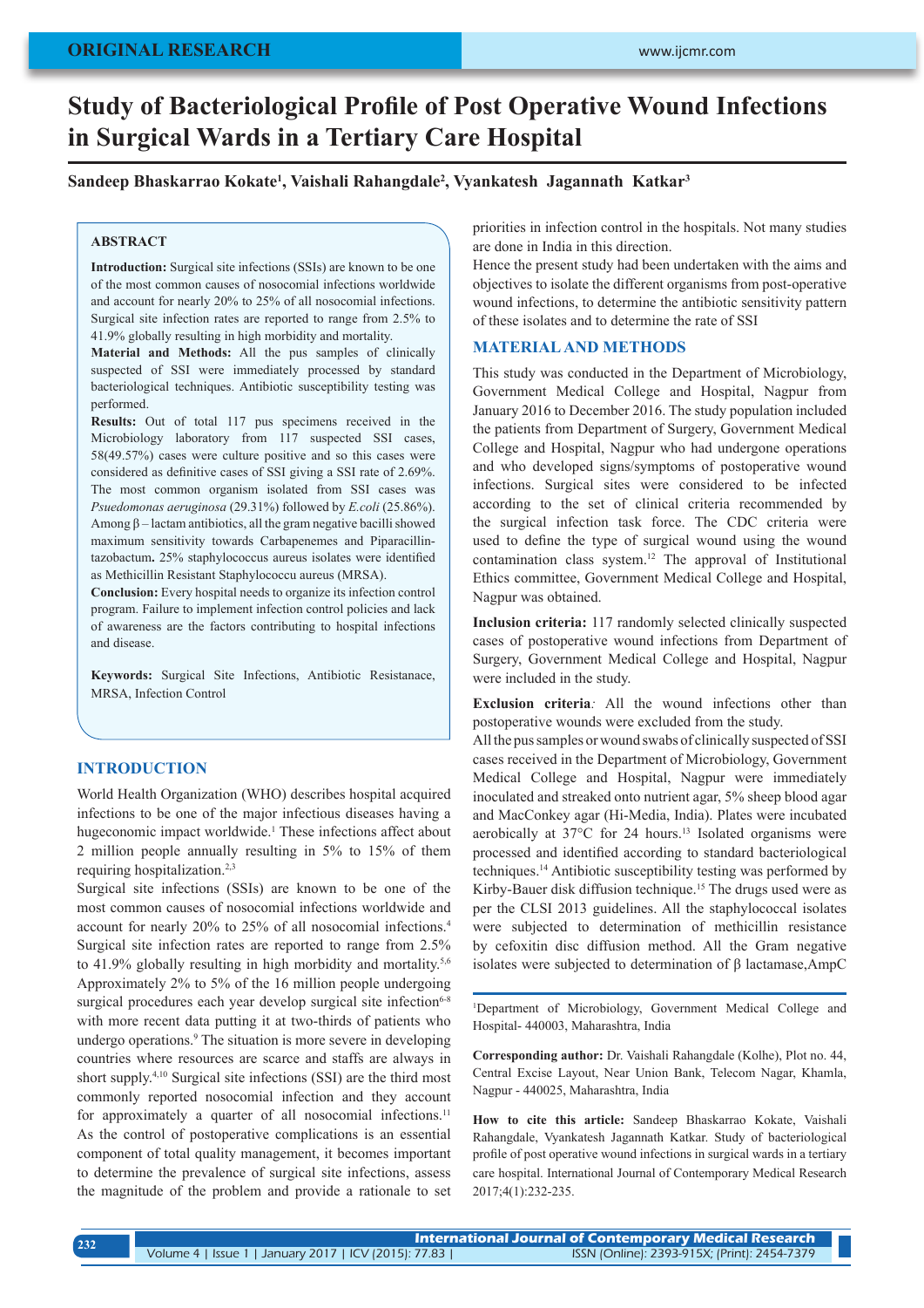ORIGINAL RESEARCH

# Study of Bacteriological Profile of Post Operative Wound Infections in Surgical Wards in a Tertiary Care Hospital

**Sandeep Bhaskarrao Kokate[1], Vaishali Rahangdale[2], Vyankatesh Jagannath Katkar[3]**

## ABSTRACT

**Introduction:** Surgical site infections (SSIs) are known to be one of the most common causes of nosocomial infections worldwide and account for nearly 20% to 25% of all nosocomial infections. Surgical site infection rates are reported to range from 2.5% to 41.9% globally resulting in high morbidity and mortality.
**Material and Methods:** All the pus samples of clinically suspected of SSI were immediately processed by standard bacteriological techniques. Antibiotic susceptibility testing was performed.
**Results:** Out of total 117 pus specimens received in the Microbiology laboratory from 117 suspected SSI cases, 58(49.57%) cases were culture positive and so this cases were considered as definitive cases of SSI giving a SSI rate of 2.69%. The most common organism isolated from SSI cases was *Psuedomonas aeruginosa* (29.31%) followed by *E.coli* (25.86%). Among β – lactam antibiotics, all the gram negative bacilli showed maximum sensitivity towards Carbapenemes and Piparacillin-tazobactum**.** 25% staphylococcus aureus isolates were identified as Methicillin Resistant Staphylococcu aureus (MRSA).
**Conclusion:** Every hospital needs to organize its infection control program. Failure to implement infection control policies and lack of awareness are the factors contributing to hospital infections and disease.

**Keywords:** Surgical Site Infections, Antibiotic Resistanace, MRSA, Infection Control

## INTRODUCTION

World Health Organization (WHO) describes hospital acquired infections to be one of the major infectious diseases having a hugeconomic impact worldwide.[1] These infections affect about 2 million people annually resulting in 5% to 15% of them requiring hospitalization.[2,3]
Surgical site infections (SSIs) are known to be one of the most common causes of nosocomial infections worldwide and account for nearly 20% to 25% of all nosocomial infections.[4] Surgical site infection rates are reported to range from 2.5% to 41.9% globally resulting in high morbidity and mortality.[5,6] Approximately 2% to 5% of the 16 million people undergoing surgical procedures each year develop surgical site infection[6-8] with more recent data putting it at two-thirds of patients who undergo operations.[9] The situation is more severe in developing countries where resources are scarce and staffs are always in short supply.[4,10] Surgical site infections (SSI) are the third most commonly reported nosocomial infection and they account for approximately a quarter of all nosocomial infections.[11] As the control of postoperative complications is an essential component of total quality management, it becomes important to determine the prevalence of surgical site infections, assess the magnitude of the problem and provide a rationale to set priorities in infection control in the hospitals. Not many studies are done in India in this direction.
Hence the present study had been undertaken with the aims and objectives to isolate the different organisms from post-operative wound infections, to determine the antibiotic sensitivity pattern of these isolates and to determine the rate of SSI

## MATERIAL AND METHODS

This study was conducted in the Department of Microbiology, Government Medical College and Hospital, Nagpur from January 2016 to December 2016. The study population included the patients from Department of Surgery, Government Medical College and Hospital, Nagpur who had undergone operations and who developed signs/symptoms of postoperative wound infections. Surgical sites were considered to be infected according to the set of clinical criteria recommended by the surgical infection task force. The CDC criteria were used to define the type of surgical wound using the wound contamination class system.[12] The approval of Institutional Ethics committee, Government Medical College and Hospital, Nagpur was obtained.

**Inclusion criteria:** 117 randomly selected clinically suspected cases of postoperative wound infections from Department of Surgery, Government Medical College and Hospital, Nagpur were included in the study.

**Exclusion criteria***:* All the wound infections other than postoperative wounds were excluded from the study.
All the pus samples or wound swabs of clinically suspected of SSI cases received in the Department of Microbiology, Government Medical College and Hospital, Nagpur were immediately inoculated and streaked onto nutrient agar, 5% sheep blood agar and MacConkey agar (Hi-Media, India). Plates were incubated aerobically at 37°C for 24 hours.[13] Isolated organisms were processed and identified according to standard bacteriological techniques.[14] Antibiotic susceptibility testing was performed by Kirby-Bauer disk diffusion technique.[15] The drugs used were as per the CLSI 2013 guidelines. All the staphylococcal isolates were subjected to determination of methicillin resistance by cefoxitin disc diffusion method. All the Gram negative isolates were subjected to determination of β lactamase,AmpC

[1]Department of Microbiology, Government Medical College and Hospital- 440003, Maharashtra, India

**Corresponding author:** Dr. Vaishali Rahangdale (Kolhe), Plot no. 44, Central Excise Layout, Near Union Bank, Telecom Nagar, Khamla, Nagpur - 440025, Maharashtra, India

**How to cite this article:** Sandeep Bhaskarrao Kokate, Vaishali Rahangdale, Vyankatesh Jagannath Katkar. Study of bacteriological profile of post operative wound infections in surgical wards in a tertiary care hospital. International Journal of Contemporary Medical Research 2017;4(1):232-235.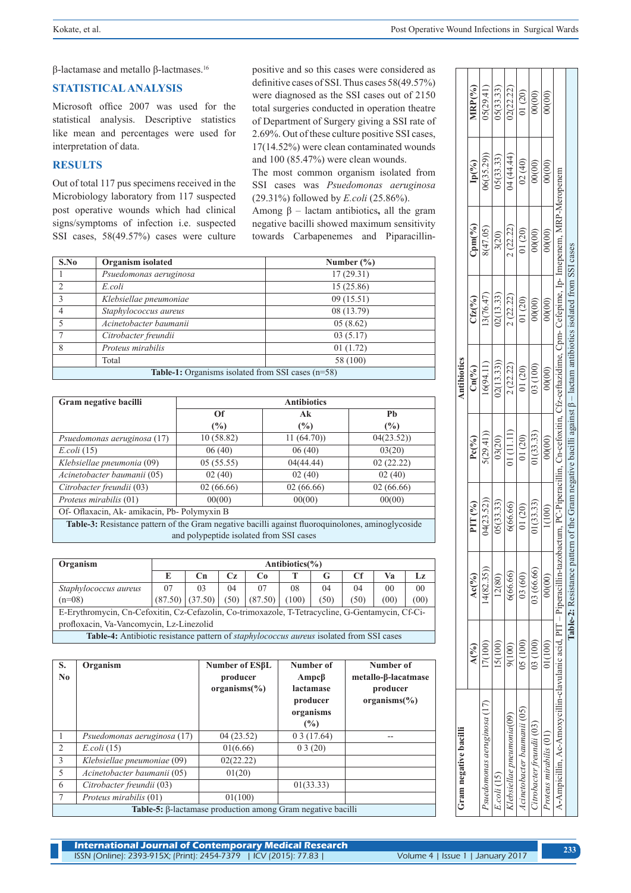β-lactamase and metallo β-lactmases.[16]

## STATISTICAL ANALYSIS

Microsoft office 2007 was used for the statistical analysis. Descriptive statistics like mean and percentages were used for interpretation of data.

## RESULTS

Out of total 117 pus specimens received in the Microbiology laboratory from 117 suspected post operative wounds which had clinical signs/symptoms of infection i.e. suspected SSI cases, 58(49.57%) cases were culture positive and so this cases were considered as definitive cases of SSI. Thus cases 58(49.57%) were diagnosed as the SSI cases out of 2150 total surgeries conducted in operation theatre of Department of Surgery giving a SSI rate of 2.69%. Out of these culture positive SSI cases, 17(14.52%) were clean contaminated wounds and 100 (85.47%) were clean wounds.

The most common organism isolated from SSI cases was *Psuedomonas aeruginosa* (29.31%) followed by *E.coli* (25.86%).

Among β – lactam antibiotics**,** all the gram negative bacilli showed maximum sensitivity towards Carbapenemes and Piparacillin-

| S.No | Organism isolated | Number (%) |
|---|---|---|
| 1 | *Psuedomonas aeruginosa* | 17 (29.31) |
| 2 | *E.coli* | 15 (25.86) |
| 3 | *Klebsiellae pneumoniae* | 09 (15.51) |
| 4 | *Staphylococcus aureus* | 08 (13.79) |
| 5 | *Acinetobacter baumanii* | 05 (8.62) |
| 7 | *Citrobacter freundii* | 03 (5.17) |
| 8 | *Proteus mirabilis* | 01 (1.72) |
| | Total | 58 (100) |

**Table-1:** Organisms isolated from SSI cases (n=58)

| Gram negative bacilli | Antibiotics | | | | | | | | |
|---|---|---|---|---|---|---|---|---|---|
| | A(%) | Ac(%) | PIT (%) | Pc(%) | Cn(%) | Cfz(%) | Cpm(%) | Ip(%) | MRP(%) |
| *Psuedomonas aeruginosa* (17) | 17(100) | 14(82.35)) | 04(23.52)) | 5(29.41)) | 16(94.11) | 13(76.47) | 8(47.05) | 06(35.29)) | 05(29.41) |
| *E.coli* (15) | 15(100) | 12(80) | 05(33.33) | 03(20) | 02(13.33)) | 02(13.33) | 3(20) | 05(33.33) | 05(33.33) |
| *Klebsiellae pneumonia*(09) | 9(100) | 6(66.66) | 6(66.66) | 01 (11.11) | 2 (22.22) | 2 (22.22) | 2 (22.22) | 04 (44.44) | 02(22.22) |
| *Acinetobacter baumanii* (05) | 05 (100) | 03 (60) | 01 (20) | 01 (20) | 01 (20) | 01 (20) | 01 (20) | 02 (40) | 01 (20) |
| *Citrobacter freundii* (03) | 03 (100) | 03 (66.66) | 01(33.33) | 01(33.33) | 03 (100) | 00(00) | 00(00) | 00(00) | 00(00) |
| *Proteus mirabilis* (01) | 01(100) | 00(00) | 1(100) | 00(00) | 00(00) | 00(00) | 00(00) | 00(00) | 00(00) |

A-Ampicillin, Ac-Amoxycillin-clavulanic acid, PIT – Piperacillin-tazobactum, PC-Piperacillin, Cn-cefoxitin, Cfz-ceftazidime, Cpm- Cefepime, Ip- Imepenem, MRP-Meropenem

**Table-2:** Resistance pattern of the Gram negative bacilli against β – lactam antibiotics isolated from SSI cases

| Gram negative bacilli | Antibiotics | | |
|---|---|---|---|
| | Of (%) | Ak (%) | Pb (%) |
| *Psuedomonas aeruginosa* (17) | 10 (58.82) | 11 (64.70)) | 04(23.52)) |
| *E.coli* (15) | 06 (40) | 06 (40) | 03(20) |
| *Klebsiellae pneumonia* (09) | 05 (55.55) | 04(44.44) | 02 (22.22) |
| *Acinetobacter baumanii* (05) | 02 (40) | 02 (40) | 02 (40) |
| *Citrobacter freundii* (03) | 02 (66.66) | 02 (66.66) | 02 (66.66) |
| *Proteus mirabilis* (01) | 00(00) | 00(00) | 00(00) |

Of- Oflaxacin, Ak- amikacin, Pb- Polymyxin B

**Table-3:** Resistance pattern of the Gram negative bacilli against fluoroquinolones, aminoglycoside and polypeptide isolated from SSI cases

| Organism | Antibiotics(%) | | | | | | | | |
|---|---|---|---|---|---|---|---|---|---|
| | E | Cn | Cz | Co | T | G | Cf | Va | Lz |
| *Staphylococcus aureus* (n=08) | 07 (87.50) | 03 (37.50) | 04 (50) | 07 (87.50) | 08 (100) | 04 (50) | 04 (50) | 00 (00) | 00 (00) |

E-Erythromycin, Cn-Cefoxitin, Cz-Cefazolin, Co-trimoxazole, T-Tetracycline, G-Gentamycin, Cf-Ciprofloxacin, Va-Vancomycin, Lz-Linezolid

**Table-4:** Antibiotic resistance pattern of *staphylococcus aureus* isolated from SSI cases

| S. No | Organism | Number of ESβL producer organisms(%) | Number of Ampcβ lactamase producer organisms (%) | Number of metallo-β-lacatmase producer organisms(%) |
|---|---|---|---|---|
| 1 | *Psuedomonas aeruginosa* (17) | 04 (23.52) | 0 3 (17.64) | -- |
| 2 | *E.coli* (15) | 01(6.66) | 0 3 (20) | |
| 3 | *Klebsiellae pneumoniae* (09) | 02(22.22) | | |
| 5 | *Acinetobacter baumanii* (05) | 01(20) | | |
| 6 | *Citrobacter freundii* (03) | | 01(33.33) | |
| 7 | *Proteus mirabilis* (01) | 01(100) | | |

**Table-5:** β-lactamase production among Gram negative bacilli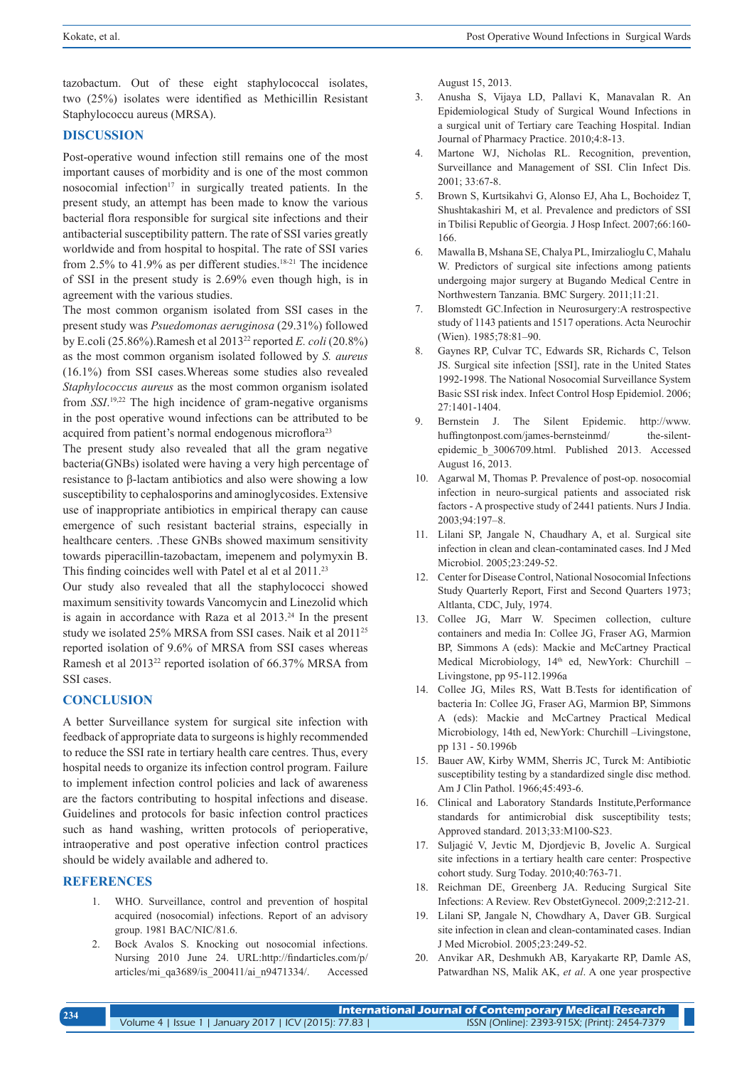tazobactum. Out of these eight staphylococcal isolates, two (25%) isolates were identified as Methicillin Resistant Staphylococcu aureus (MRSA).

## DISCUSSION

Post-operative wound infection still remains one of the most important causes of morbidity and is one of the most common nosocomial infection[17] in surgically treated patients. In the present study, an attempt has been made to know the various bacterial flora responsible for surgical site infections and their antibacterial susceptibility pattern. The rate of SSI varies greatly worldwide and from hospital to hospital. The rate of SSI varies from 2.5% to 41.9% as per different studies.[18-21] The incidence of SSI in the present study is 2.69% even though high, is in agreement with the various studies.

The most common organism isolated from SSI cases in the present study was *Psuedomonas aeruginosa* (29.31%) followed by E.coli (25.86%).Ramesh et al 2013[22] reported *E. coli* (20.8%) as the most common organism isolated followed by *S. aureus* (16.1%) from SSI cases.Whereas some studies also revealed *Staphylococcus aureus* as the most common organism isolated from *SSI*.[19,22] The high incidence of gram-negative organisms in the post operative wound infections can be attributed to be acquired from patient's normal endogenous microflora[23]

The present study also revealed that all the gram negative bacteria(GNBs) isolated were having a very high percentage of resistance to β-lactam antibiotics and also were showing a low susceptibility to cephalosporins and aminoglycosides. Extensive use of inappropriate antibiotics in empirical therapy can cause emergence of such resistant bacterial strains, especially in healthcare centers. .These GNBs showed maximum sensitivity towards piperacillin-tazobactam, imepenem and polymyxin B. This finding coincides well with Patel et al et al 2011.[23]

Our study also revealed that all the staphylococci showed maximum sensitivity towards Vancomycin and Linezolid which is again in accordance with Raza et al 2013.[24] In the present study we isolated 25% MRSA from SSI cases. Naik et al 2011[25] reported isolation of 9.6% of MRSA from SSI cases whereas Ramesh et al 2013[22] reported isolation of 66.37% MRSA from SSI cases.

## CONCLUSION

A better Surveillance system for surgical site infection with feedback of appropriate data to surgeons is highly recommended to reduce the SSI rate in tertiary health care centres. Thus, every hospital needs to organize its infection control program. Failure to implement infection control policies and lack of awareness are the factors contributing to hospital infections and disease. Guidelines and protocols for basic infection control practices such as hand washing, written protocols of perioperative, intraoperative and post operative infection control practices should be widely available and adhered to.

## REFERENCES

1. WHO. Surveillance, control and prevention of hospital acquired (nosocomial) infections. Report of an advisory group. 1981 BAC/NIC/81.6.
2. Bock Avalos S. Knocking out nosocomial infections. Nursing 2010 June 24. URL:http://findarticles.com/p/articles/mi_qa3689/is_200411/ai_n9471334/. Accessed August 15, 2013.
3. Anusha S, Vijaya LD, Pallavi K, Manavalan R. An Epidemiological Study of Surgical Wound Infections in a surgical unit of Tertiary care Teaching Hospital. Indian Journal of Pharmacy Practice. 2010;4:8-13.
4. Martone WJ, Nicholas RL. Recognition, prevention, Surveillance and Management of SSI. Clin Infect Dis. 2001; 33:67-8.
5. Brown S, Kurtsikahvi G, Alonso EJ, Aha L, Bochoidez T, Shushtakashiri M, et al. Prevalence and predictors of SSI in Tbilisi Republic of Georgia. J Hosp Infect. 2007;66:160-166.
6. Mawalla B, Mshana SE, Chalya PL, Imirzalioglu C, Mahalu W. Predictors of surgical site infections among patients undergoing major surgery at Bugando Medical Centre in Northwestern Tanzania. BMC Surgery. 2011;11:21.
7. Blomstedt GC.Infection in Neurosurgery:A restrospective study of 1143 patients and 1517 operations. Acta Neurochir (Wien). 1985;78:81–90.
8. Gaynes RP, Culvar TC, Edwards SR, Richards C, Telson JS. Surgical site infection [SSI], rate in the United States 1992-1998. The National Nosocomial Surveillance System Basic SSI risk index. Infect Control Hosp Epidemiol. 2006; 27:1401-1404.
9. Bernstein J. The Silent Epidemic. http://www.huffingtonpost.com/james-bernsteinmd/ the-silent-epidemic_b_3006709.html. Published 2013. Accessed August 16, 2013.
10. Agarwal M, Thomas P. Prevalence of post-op. nosocomial infection in neuro-surgical patients and associated risk factors - A prospective study of 2441 patients. Nurs J India. 2003;94:197–8.
11. Lilani SP, Jangale N, Chaudhary A, et al. Surgical site infection in clean and clean-contaminated cases. Ind J Med Microbiol. 2005;23:249-52.
12. Center for Disease Control, National Nosocomial Infections Study Quarterly Report, First and Second Quarters 1973; Altlanta, CDC, July, 1974.
13. Collee JG, Marr W. Specimen collection, culture containers and media In: Collee JG, Fraser AG, Marmion BP, Simmons A (eds): Mackie and McCartney Practical Medical Microbiology, 14th ed, NewYork: Churchill – Livingstone, pp 95-112.1996a
14. Collee JG, Miles RS, Watt B.Tests for identification of bacteria In: Collee JG, Fraser AG, Marmion BP, Simmons A (eds): Mackie and McCartney Practical Medical Microbiology, 14th ed, NewYork: Churchill –Livingstone, pp 131 - 50.1996b
15. Bauer AW, Kirby WMM, Sherris JC, Turck M: Antibiotic susceptibility testing by a standardized single disc method. Am J Clin Pathol. 1966;45:493-6.
16. Clinical and Laboratory Standards Institute,Performance standards for antimicrobial disk susceptibility tests; Approved standard. 2013;33:M100-S23.
17. Suljagić V, Jevtic M, Djordjevic B, Jovelic A. Surgical site infections in a tertiary health care center: Prospective cohort study. Surg Today. 2010;40:763-71.
18. Reichman DE, Greenberg JA. Reducing Surgical Site Infections: A Review. Rev ObstetGynecol. 2009;2:212-21.
19. Lilani SP, Jangale N, Chowdhary A, Daver GB. Surgical site infection in clean and clean-contaminated cases. Indian J Med Microbiol. 2005;23:249-52.
20. Anvikar AR, Deshmukh AB, Karyakarte RP, Damle AS, Patwardhan NS, Malik AK, *et al*. A one year prospective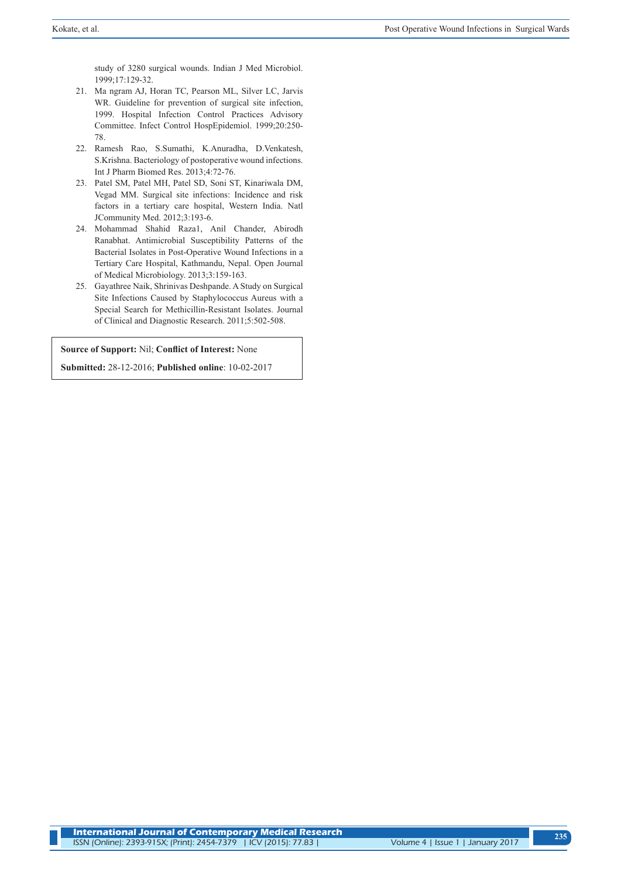study of 3280 surgical wounds. Indian J Med Microbiol. 1999;17:129-32.

21. Ma ngram AJ, Horan TC, Pearson ML, Silver LC, Jarvis WR. Guideline for prevention of surgical site infection, 1999. Hospital Infection Control Practices Advisory Committee. Infect Control HospEpidemiol. 1999;20:250-78.
22. Ramesh Rao, S.Sumathi, K.Anuradha, D.Venkatesh, S.Krishna. Bacteriology of postoperative wound infections. Int J Pharm Biomed Res. 2013;4:72-76.
23. Patel SM, Patel MH, Patel SD, Soni ST, Kinariwala DM, Vegad MM. Surgical site infections: Incidence and risk factors in a tertiary care hospital, Western India. Natl JCommunity Med. 2012;3:193-6.
24. Mohammad Shahid Raza1, Anil Chander, Abirodh Ranabhat. Antimicrobial Susceptibility Patterns of the Bacterial Isolates in Post-Operative Wound Infections in a Tertiary Care Hospital, Kathmandu, Nepal. Open Journal of Medical Microbiology. 2013;3:159-163.
25. Gayathree Naik, Shrinivas Deshpande. A Study on Surgical Site Infections Caused by Staphylococcus Aureus with a Special Search for Methicillin-Resistant Isolates. Journal of Clinical and Diagnostic Research. 2011;5:502-508.

**Source of Support:** Nil; **Conflict of Interest:** None

**Submitted:** 28-12-2016; **Published online**: 10-02-2017